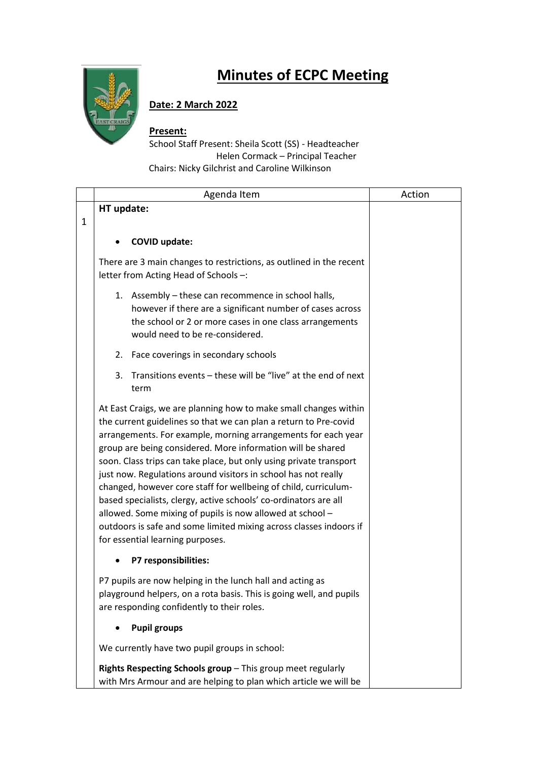# Minutes of ECPC Meeting

**Date: 2 March 2022**

**Present:**

School Staff Present: Sheila Scott (SS) - Headteacher
Helen Cormack – Principal Teacher

Chairs: Nicky Gilchrist and Caroline Wilkinson

| | Agenda Item | Action |
|---|---|---|
| 1 | **HT update:**<br><br>• **COVID update:**<br><br>There are 3 main changes to restrictions, as outlined in the recent letter from Acting Head of Schools –:<br><br>1. Assembly – these can recommence in school halls, however if there are a significant number of cases across the school or 2 or more cases in one class arrangements would need to be re-considered.<br>2. Face coverings in secondary schools<br>3. Transitions events – these will be "live" at the end of next term<br><br>At East Craigs, we are planning how to make small changes within the current guidelines so that we can plan a return to Pre-covid arrangements. For example, morning arrangements for each year group are being considered. More information will be shared soon. Class trips can take place, but only using private transport just now. Regulations around visitors in school has not really changed, however core staff for wellbeing of child, curriculum-based specialists, clergy, active schools' co-ordinators are all allowed. Some mixing of pupils is now allowed at school – outdoors is safe and some limited mixing across classes indoors if for essential learning purposes.<br><br>• **P7 responsibilities:**<br><br>P7 pupils are now helping in the lunch hall and acting as playground helpers, on a rota basis. This is going well, and pupils are responding confidently to their roles.<br><br>• **Pupil groups**<br><br>We currently have two pupil groups in school:<br><br>**Rights Respecting Schools group** – This group meet regularly with Mrs Armour and are helping to plan which article we will be | |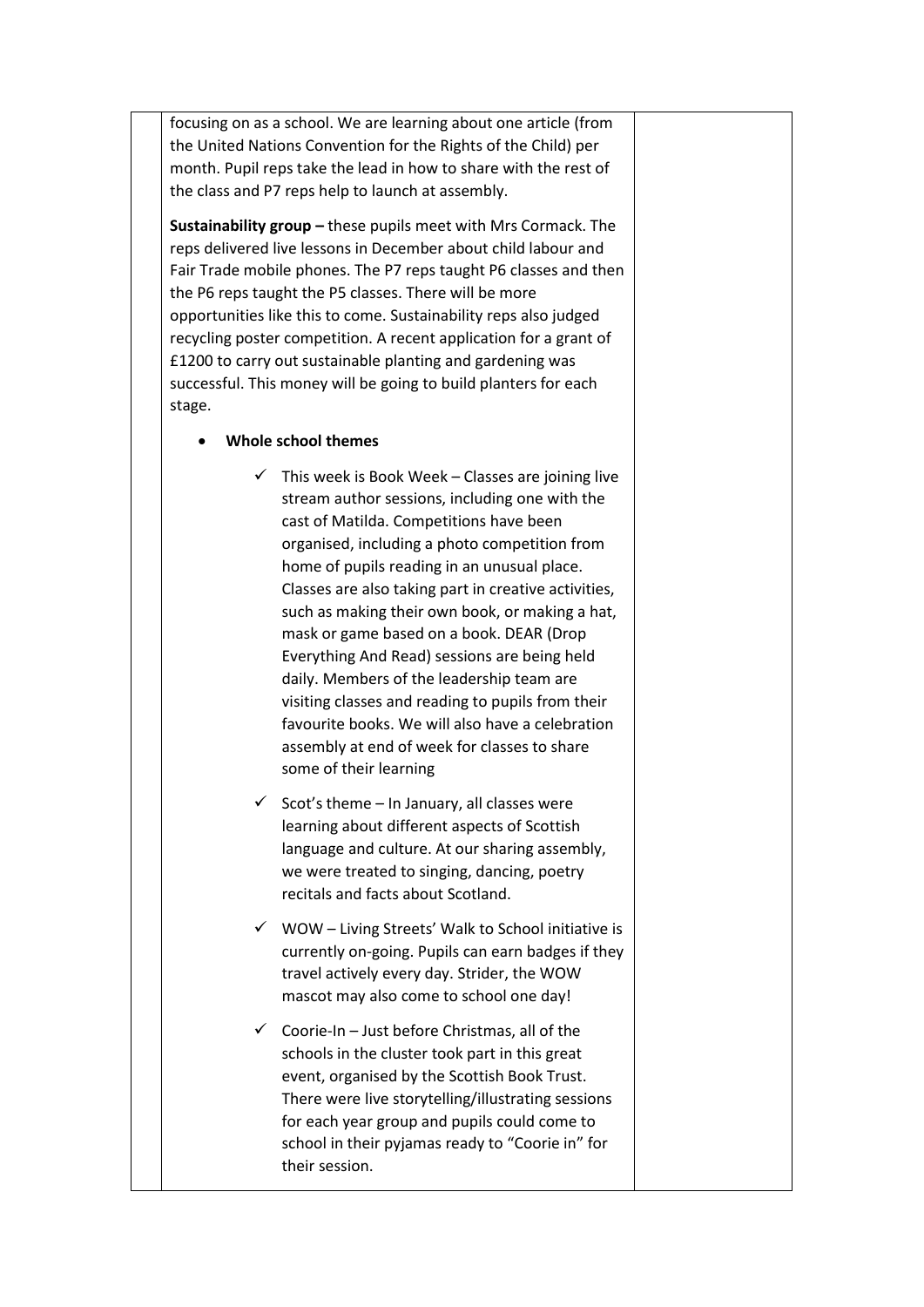focusing on as a school. We are learning about one article (from the United Nations Convention for the Rights of the Child) per month. Pupil reps take the lead in how to share with the rest of the class and P7 reps help to launch at assembly.

**Sustainability group –** these pupils meet with Mrs Cormack. The reps delivered live lessons in December about child labour and Fair Trade mobile phones. The P7 reps taught P6 classes and then the P6 reps taught the P5 classes. There will be more opportunities like this to come. Sustainability reps also judged recycling poster competition. A recent application for a grant of £1200 to carry out sustainable planting and gardening was successful. This money will be going to build planters for each stage.

- **Whole school themes**

  - ✓ This week is Book Week – Classes are joining live stream author sessions, including one with the cast of Matilda. Competitions have been organised, including a photo competition from home of pupils reading in an unusual place. Classes are also taking part in creative activities, such as making their own book, or making a hat, mask or game based on a book. DEAR (Drop Everything And Read) sessions are being held daily. Members of the leadership team are visiting classes and reading to pupils from their favourite books. We will also have a celebration assembly at end of week for classes to share some of their learning

  - ✓ Scot's theme – In January, all classes were learning about different aspects of Scottish language and culture. At our sharing assembly, we were treated to singing, dancing, poetry recitals and facts about Scotland.

  - ✓ WOW – Living Streets' Walk to School initiative is currently on-going. Pupils can earn badges if they travel actively every day. Strider, the WOW mascot may also come to school one day!

  - ✓ Coorie-In – Just before Christmas, all of the schools in the cluster took part in this great event, organised by the Scottish Book Trust. There were live storytelling/illustrating sessions for each year group and pupils could come to school in their pyjamas ready to "Coorie in" for their session.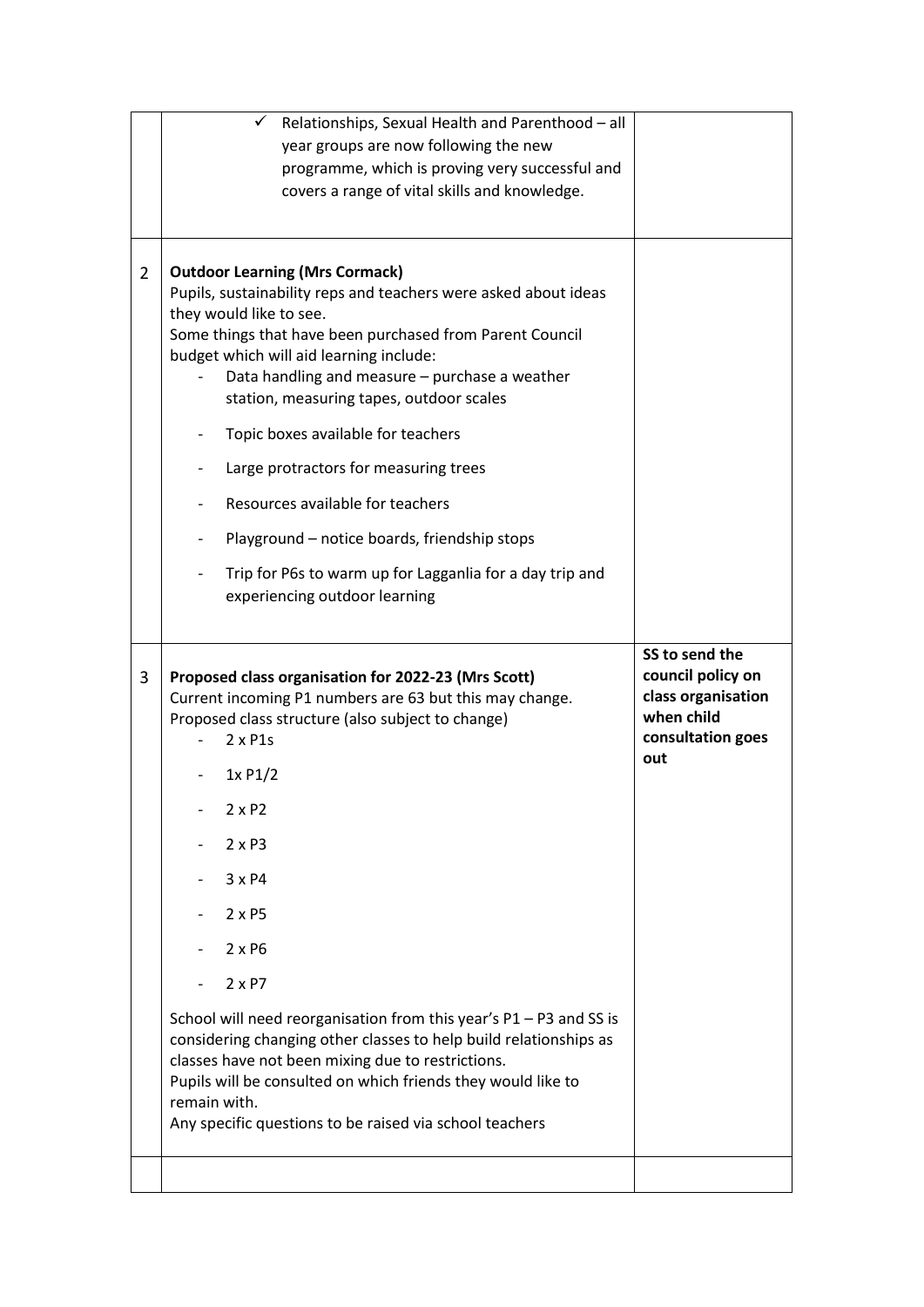| | | |
|---|---|---|
| | ✓ Relationships, Sexual Health and Parenthood – all year groups are now following the new programme, which is proving very successful and covers a range of vital skills and knowledge. | |
| 2 | **Outdoor Learning (Mrs Cormack)**<br>Pupils, sustainability reps and teachers were asked about ideas they would like to see.<br>Some things that have been purchased from Parent Council budget which will aid learning include:<br>- Data handling and measure – purchase a weather station, measuring tapes, outdoor scales<br>- Topic boxes available for teachers<br>- Large protractors for measuring trees<br>- Resources available for teachers<br>- Playground – notice boards, friendship stops<br>- Trip for P6s to warm up for Lagganlia for a day trip and experiencing outdoor learning | |
| 3 | **Proposed class organisation for 2022-23 (Mrs Scott)**<br>Current incoming P1 numbers are 63 but this may change.<br>Proposed class structure (also subject to change)<br>- 2 x P1s<br>- 1x P1/2<br>- 2 x P2<br>- 2 x P3<br>- 3 x P4<br>- 2 x P5<br>- 2 x P6<br>- 2 x P7<br><br>School will need reorganisation from this year's P1 – P3 and SS is considering changing other classes to help build relationships as classes have not been mixing due to restrictions.<br>Pupils will be consulted on which friends they would like to remain with.<br>Any specific questions to be raised via school teachers | **SS to send the council policy on class organisation when child consultation goes out** |
| | | |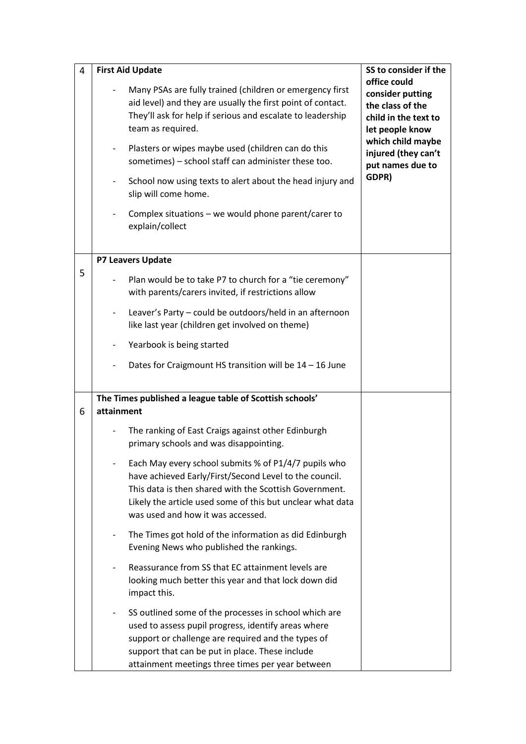| | | |
|---|---|---|
| 4 | **First Aid Update**<br>- Many PSAs are fully trained (children or emergency first aid level) and they are usually the first point of contact. They'll ask for help if serious and escalate to leadership team as required.<br>- Plasters or wipes maybe used (children can do this sometimes) – school staff can administer these too.<br>- School now using texts to alert about the head injury and slip will come home.<br>- Complex situations – we would phone parent/carer to explain/collect | **SS to consider if the office could consider putting the class of the child in the text to let people know which child maybe injured (they can't put names due to GDPR)** |
| 5 | **P7 Leavers Update**<br>- Plan would be to take P7 to church for a "tie ceremony" with parents/carers invited, if restrictions allow<br>- Leaver's Party – could be outdoors/held in an afternoon like last year (children get involved on theme)<br>- Yearbook is being started<br>- Dates for Craigmount HS transition will be 14 – 16 June | |
| 6 | **The Times published a league table of Scottish schools' attainment**<br>- The ranking of East Craigs against other Edinburgh primary schools and was disappointing.<br>- Each May every school submits % of P1/4/7 pupils who have achieved Early/First/Second Level to the council. This data is then shared with the Scottish Government. Likely the article used some of this but unclear what data was used and how it was accessed.<br>- The Times got hold of the information as did Edinburgh Evening News who published the rankings.<br>- Reassurance from SS that EC attainment levels are looking much better this year and that lock down did impact this.<br>- SS outlined some of the processes in school which are used to assess pupil progress, identify areas where support or challenge are required and the types of support that can be put in place. These include attainment meetings three times per year between | |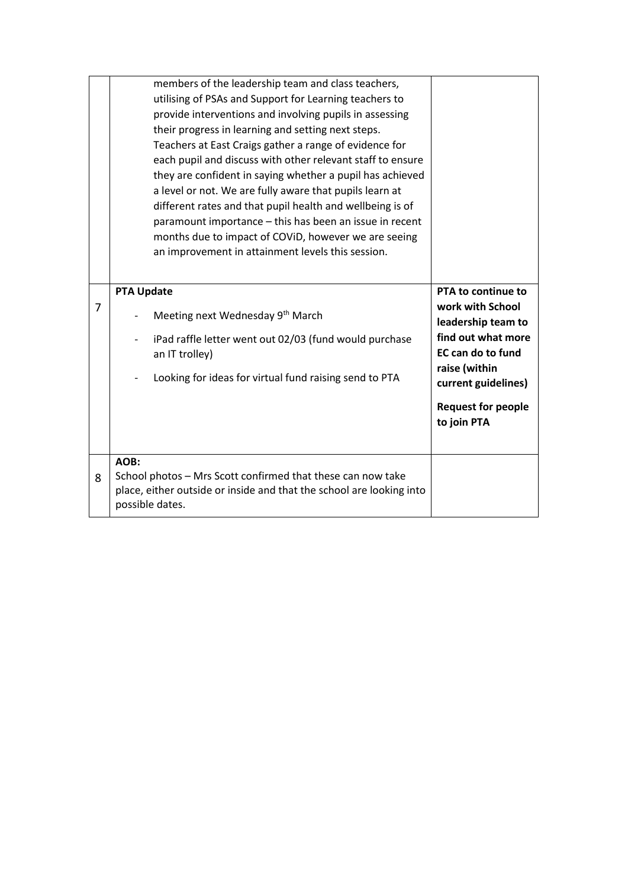| | | |
|---|---|---|
| | members of the leadership team and class teachers, utilising of PSAs and Support for Learning teachers to provide interventions and involving pupils in assessing their progress in learning and setting next steps. Teachers at East Craigs gather a range of evidence for each pupil and discuss with other relevant staff to ensure they are confident in saying whether a pupil has achieved a level or not. We are fully aware that pupils learn at different rates and that pupil health and wellbeing is of paramount importance – this has been an issue in recent months due to impact of COViD, however we are seeing an improvement in attainment levels this session. | |
| 7 | **PTA Update**<br>- Meeting next Wednesday 9th March<br>- iPad raffle letter went out 02/03 (fund would purchase an IT trolley)<br>- Looking for ideas for virtual fund raising send to PTA | **PTA to continue to work with School leadership team to find out what more EC can do to fund raise (within current guidelines)**<br>**Request for people to join PTA** |
| 8 | **AOB:**<br>School photos – Mrs Scott confirmed that these can now take place, either outside or inside and that the school are looking into possible dates. | |